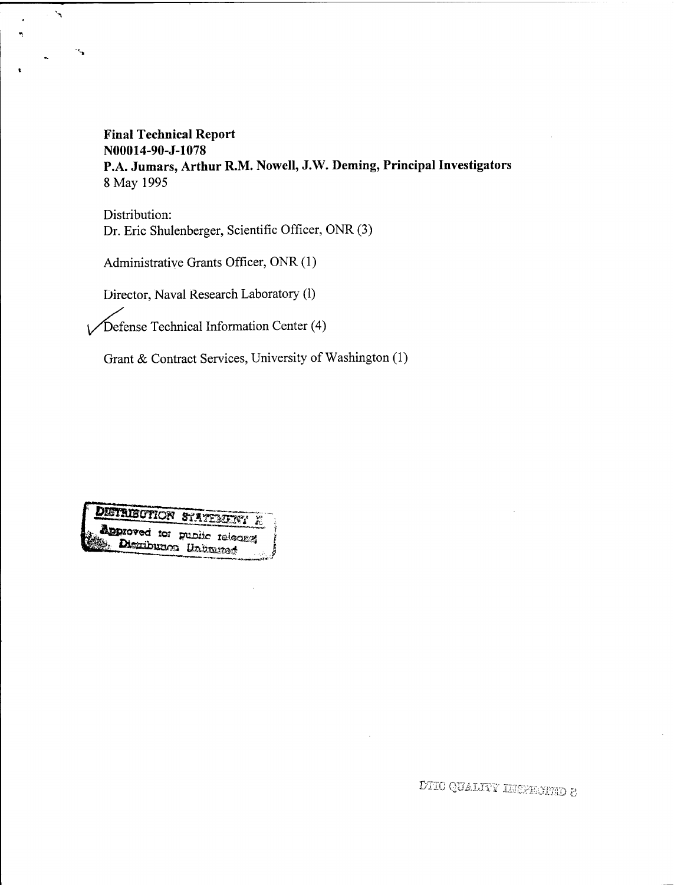**Final Technical Report**
**N00014-90-J-1078**
**P.A. Jumars, Arthur R.M. Nowell, J.W. Deming, Principal Investigators**
8 May 1995

Distribution:
Dr. Eric Shulenberger, Scientific Officer, ONR (3)

Administrative Grants Officer, ONR (1)

Director, Naval Research Laboratory (1)

Defense Technical Information Center (4)

Grant & Contract Services, University of Washington (1)

DISTRIBUTION STATEMENT A
Approved for public release;
Distribution Unlimited

DTIC QUALITY INSPECTED 8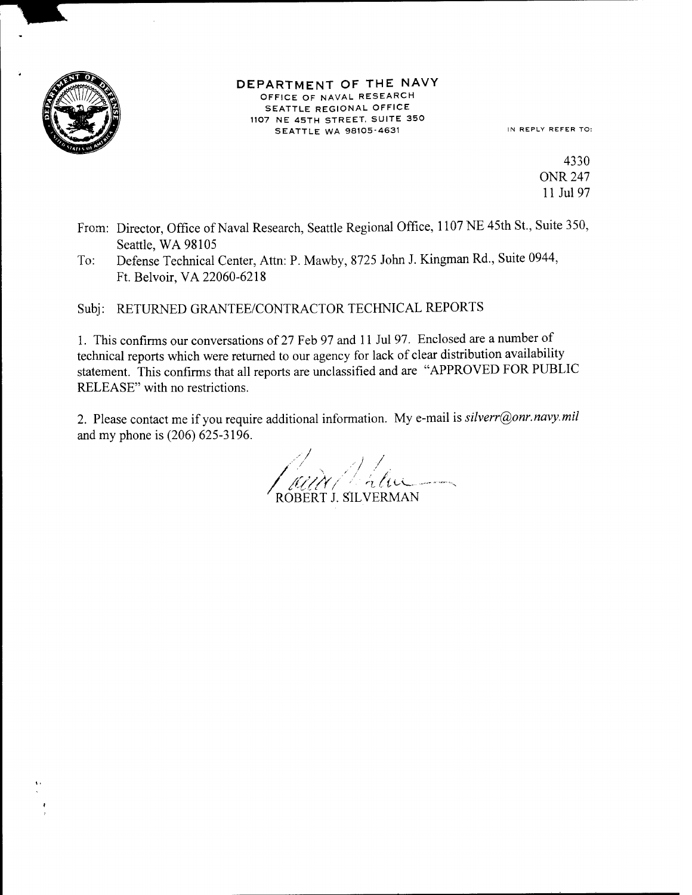**DEPARTMENT OF THE NAVY**
OFFICE OF NAVAL RESEARCH
SEATTLE REGIONAL OFFICE
1107 NE 45TH STREET, SUITE 350
SEATTLE WA 98105-4631

IN REPLY REFER TO:

4330
ONR 247
11 Jul 97

From: Director, Office of Naval Research, Seattle Regional Office, 1107 NE 45th St., Suite 350, Seattle, WA 98105

To: Defense Technical Center, Attn: P. Mawby, 8725 John J. Kingman Rd., Suite 0944, Ft. Belvoir, VA 22060-6218

Subj: RETURNED GRANTEE/CONTRACTOR TECHNICAL REPORTS

1. This confirms our conversations of 27 Feb 97 and 11 Jul 97. Enclosed are a number of technical reports which were returned to our agency for lack of clear distribution availability statement. This confirms that all reports are unclassified and are "APPROVED FOR PUBLIC RELEASE" with no restrictions.

2. Please contact me if you require additional information. My e-mail is *silverr@onr.navy.mil* and my phone is (206) 625-3196.

ROBERT J. SILVERMAN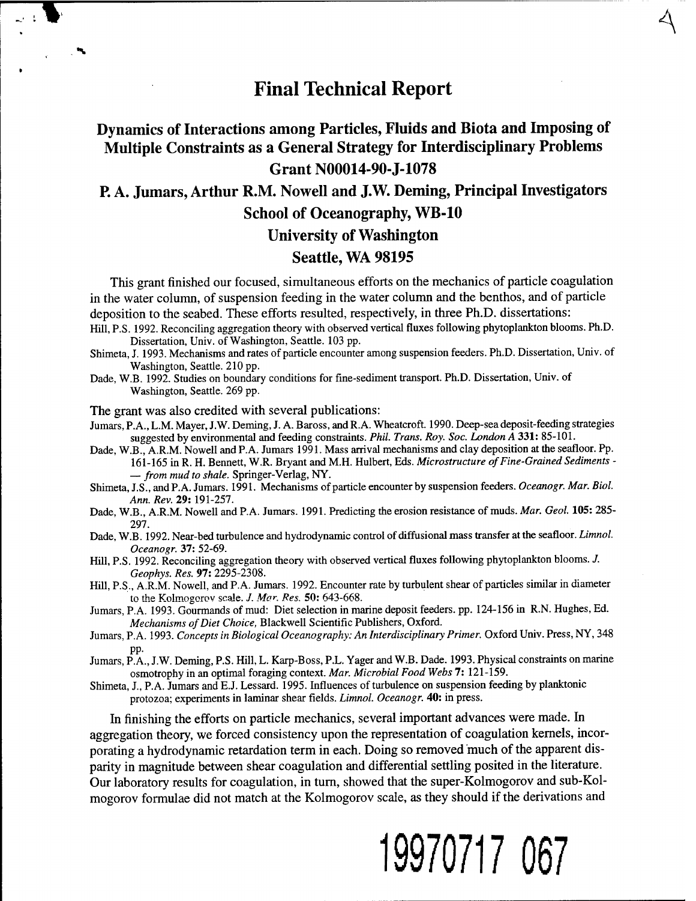# Final Technical Report

## Dynamics of Interactions among Particles, Fluids and Biota and Imposing of Multiple Constraints as a General Strategy for Interdisciplinary Problems

## Grant N00014-90-J-1078

## P. A. Jumars, Arthur R.M. Nowell and J.W. Deming, Principal Investigators

## School of Oceanography, WB-10

## University of Washington

## Seattle, WA 98195

This grant finished our focused, simultaneous efforts on the mechanics of particle coagulation in the water column, of suspension feeding in the water column and the benthos, and of particle deposition to the seabed. These efforts resulted, respectively, in three Ph.D. dissertations:

Hill, P.S. 1992. Reconciling aggregation theory with observed vertical fluxes following phytoplankton blooms. Ph.D. Dissertation, Univ. of Washington, Seattle. 103 pp.

Shimeta, J. 1993. Mechanisms and rates of particle encounter among suspension feeders. Ph.D. Dissertation, Univ. of Washington, Seattle. 210 pp.

Dade, W.B. 1992. Studies on boundary conditions for fine-sediment transport. Ph.D. Dissertation, Univ. of Washington, Seattle. 269 pp.

The grant was also credited with several publications:

Jumars, P.A., L.M. Mayer, J.W. Deming, J. A. Baross, and R.A. Wheatcroft. 1990. Deep-sea deposit-feeding strategies suggested by environmental and feeding constraints. *Phil. Trans. Roy. Soc. London A* **331:** 85-101.

Dade, W.B., A.R.M. Nowell and P.A. Jumars 1991. Mass arrival mechanisms and clay deposition at the seafloor. Pp. 161-165 in R. H. Bennett, W.R. Bryant and M.H. Hulbert, Eds. *Microstructure of Fine-Grained Sediments — from mud to shale.* Springer-Verlag, NY.

Shimeta, J.S., and P.A. Jumars. 1991. Mechanisms of particle encounter by suspension feeders. *Oceanogr. Mar. Biol. Ann. Rev.* **29:** 191-257.

Dade, W.B., A.R.M. Nowell and P.A. Jumars. 1991. Predicting the erosion resistance of muds. *Mar. Geol.* **105:** 285-297.

Dade, W.B. 1992. Near-bed turbulence and hydrodynamic control of diffusional mass transfer at the seafloor. *Limnol. Oceanogr.* **37:** 52-69.

Hill, P.S. 1992. Reconciling aggregation theory with observed vertical fluxes following phytoplankton blooms. *J. Geophys. Res.* **97:** 2295-2308.

Hill, P.S., A.R.M. Nowell, and P.A. Jumars. 1992. Encounter rate by turbulent shear of particles similar in diameter to the Kolmogorov scale. *J. Mar. Res.* **50:** 643-668.

Jumars, P.A. 1993. Gourmands of mud: Diet selection in marine deposit feeders. pp. 124-156 in R.N. Hughes, Ed. *Mechanisms of Diet Choice,* Blackwell Scientific Publishers, Oxford.

Jumars, P.A. 1993. *Concepts in Biological Oceanography: An Interdisciplinary Primer.* Oxford Univ. Press, NY, 348 pp.

Jumars, P.A., J.W. Deming, P.S. Hill, L. Karp-Boss, P.L. Yager and W.B. Dade. 1993. Physical constraints on marine osmotrophy in an optimal foraging context. *Mar. Microbial Food Webs* **7:** 121-159.

Shimeta, J., P.A. Jumars and E.J. Lessard. 1995. Influences of turbulence on suspension feeding by planktonic protozoa; experiments in laminar shear fields. *Limnol. Oceanogr.* **40:** in press.

In finishing the efforts on particle mechanics, several important advances were made. In aggregation theory, we forced consistency upon the representation of coagulation kernels, incorporating a hydrodynamic retardation term in each. Doing so removed much of the apparent disparity in magnitude between shear coagulation and differential settling posited in the literature. Our laboratory results for coagulation, in turn, showed that the super-Kolmogorov and sub-Kolmogorov formulae did not match at the Kolmogorov scale, as they should if the derivations and

19970717 067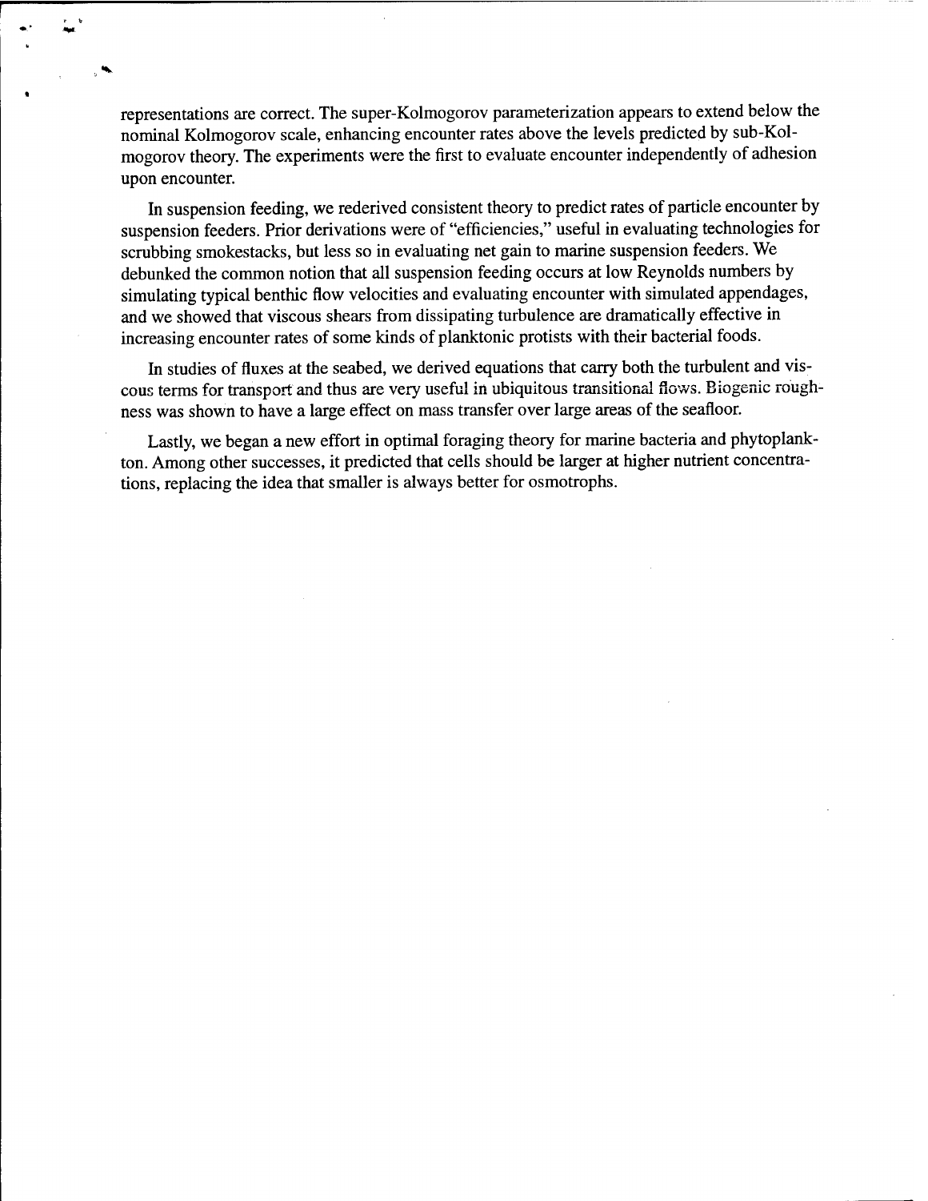representations are correct. The super-Kolmogorov parameterization appears to extend below the nominal Kolmogorov scale, enhancing encounter rates above the levels predicted by sub-Kolmogorov theory. The experiments were the first to evaluate encounter independently of adhesion upon encounter.

In suspension feeding, we rederived consistent theory to predict rates of particle encounter by suspension feeders. Prior derivations were of "efficiencies," useful in evaluating technologies for scrubbing smokestacks, but less so in evaluating net gain to marine suspension feeders. We debunked the common notion that all suspension feeding occurs at low Reynolds numbers by simulating typical benthic flow velocities and evaluating encounter with simulated appendages, and we showed that viscous shears from dissipating turbulence are dramatically effective in increasing encounter rates of some kinds of planktonic protists with their bacterial foods.

In studies of fluxes at the seabed, we derived equations that carry both the turbulent and viscous terms for transport and thus are very useful in ubiquitous transitional flows. Biogenic roughness was shown to have a large effect on mass transfer over large areas of the seafloor.

Lastly, we began a new effort in optimal foraging theory for marine bacteria and phytoplankton. Among other successes, it predicted that cells should be larger at higher nutrient concentrations, replacing the idea that smaller is always better for osmotrophs.